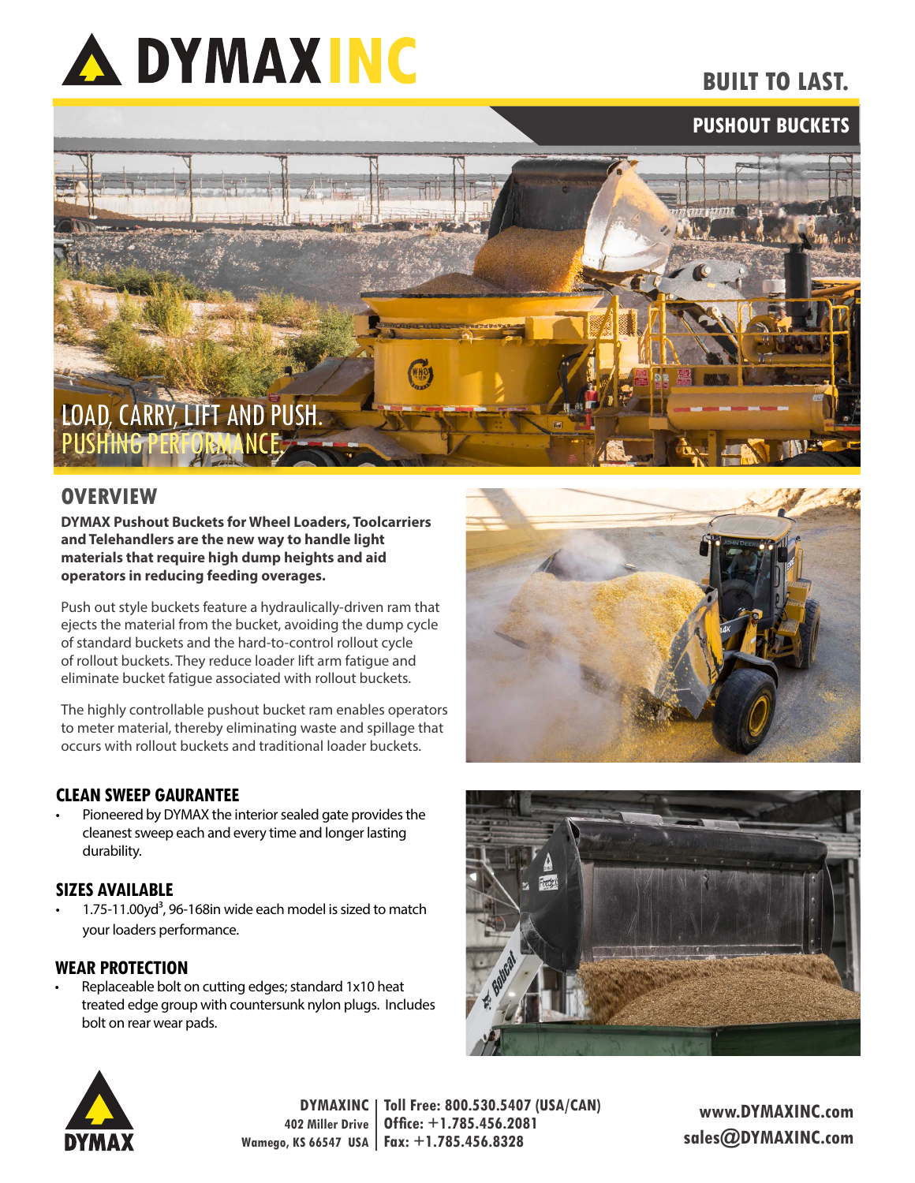# DYMAXINC

BUILT TO LAST.

PUSHOUT BUCKETS

LOAD, CARRY, LIFT AND PUSH.
PUSHING PERFORMANCE

## OVERVIEW

**DYMAX Pushout Buckets for Wheel Loaders, Toolcarriers and Telehandlers are the new way to handle light materials that require high dump heights and aid operators in reducing feeding overages.**

Push out style buckets feature a hydraulically-driven ram that ejects the material from the bucket, avoiding the dump cycle of standard buckets and the hard-to-control rollout cycle of rollout buckets. They reduce loader lift arm fatigue and eliminate bucket fatigue associated with rollout buckets.

The highly controllable pushout bucket ram enables operators to meter material, thereby eliminating waste and spillage that occurs with rollout buckets and traditional loader buckets.

### CLEAN SWEEP GAURANTEE

- Pioneered by DYMAX the interior sealed gate provides the cleanest sweep each and every time and longer lasting durability.

### SIZES AVAILABLE

- 1.75-11.00yd$^3$, 96-168in wide each model is sized to match your loaders performance.

### WEAR PROTECTION

- Replaceable bolt on cutting edges; standard 1x10 heat treated edge group with countersunk nylon plugs. Includes bolt on rear wear pads.

DYMAX

**DYMAXINC**
402 Miller Drive
Wamego, KS 66547 USA

Toll Free: 800.530.5407 (USA/CAN)
Office: +1.785.456.2081
Fax: +1.785.456.8328

www.DYMAXINC.com
sales@DYMAXINC.com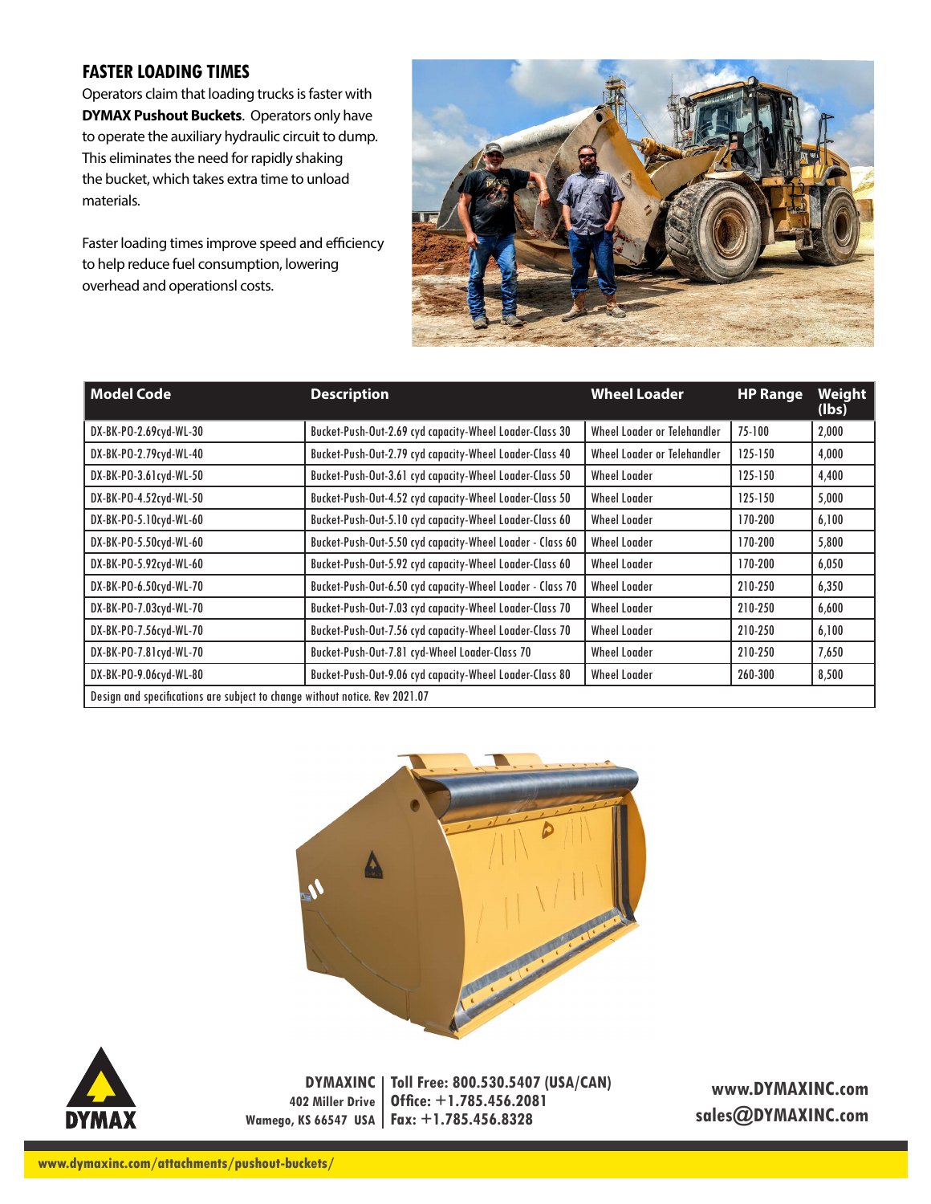## FASTER LOADING TIMES

Operators claim that loading trucks is faster with **DYMAX Pushout Buckets**. Operators only have to operate the auxiliary hydraulic circuit to dump. This eliminates the need for rapidly shaking the bucket, which takes extra time to unload materials.

Faster loading times improve speed and efficiency to help reduce fuel consumption, lowering overhead and operationsl costs.

| Model Code | Description | Wheel Loader | HP Range | Weight (lbs) |
|---|---|---|---|---|
| DX-BK-PO-2.69cyd-WL-30 | Bucket-Push-Out-2.69 cyd capacity-Wheel Loader-Class 30 | Wheel Loader or Telehandler | 75-100 | 2,000 |
| DX-BK-PO-2.79cyd-WL-40 | Bucket-Push-Out-2.79 cyd capacity-Wheel Loader-Class 40 | Wheel Loader or Telehandler | 125-150 | 4,000 |
| DX-BK-PO-3.61cyd-WL-50 | Bucket-Push-Out-3.61 cyd capacity-Wheel Loader-Class 50 | Wheel Loader | 125-150 | 4,400 |
| DX-BK-PO-4.52cyd-WL-50 | Bucket-Push-Out-4.52 cyd capacity-Wheel Loader-Class 50 | Wheel Loader | 125-150 | 5,000 |
| DX-BK-PO-5.10cyd-WL-60 | Bucket-Push-Out-5.10 cyd capacity-Wheel Loader-Class 60 | Wheel Loader | 170-200 | 6,100 |
| DX-BK-PO-5.50cyd-WL-60 | Bucket-Push-Out-5.50 cyd capacity-Wheel Loader - Class 60 | Wheel Loader | 170-200 | 5,800 |
| DX-BK-PO-5.92cyd-WL-60 | Bucket-Push-Out-5.92 cyd capacity-Wheel Loader-Class 60 | Wheel Loader | 170-200 | 6,050 |
| DX-BK-PO-6.50cyd-WL-70 | Bucket-Push-Out-6.50 cyd capacity-Wheel Loader - Class 70 | Wheel Loader | 210-250 | 6,350 |
| DX-BK-PO-7.03cyd-WL-70 | Bucket-Push-Out-7.03 cyd capacity-Wheel Loader-Class 70 | Wheel Loader | 210-250 | 6,600 |
| DX-BK-PO-7.56cyd-WL-70 | Bucket-Push-Out-7.56 cyd capacity-Wheel Loader-Class 70 | Wheel Loader | 210-250 | 6,100 |
| DX-BK-PO-7.81cyd-WL-70 | Bucket-Push-Out-7.81 cyd-Wheel Loader-Class 70 | Wheel Loader | 210-250 | 7,650 |
| DX-BK-PO-9.06cyd-WL-80 | Bucket-Push-Out-9.06 cyd capacity-Wheel Loader-Class 80 | Wheel Loader | 260-300 | 8,500 |
| Design and specifications are subject to change without notice. Rev 2021.07 | | | | |

**DYMAXINC**
402 Miller Drive
Wamego, KS 66547 USA

**Toll Free: 800.530.5407 (USA/CAN)**
**Office: +1.785.456.2081**
**Fax: +1.785.456.8328**

**www.DYMAXINC.com**
**sales@DYMAXINC.com**

**www.dymaxinc.com/attachments/pushout-buckets/**